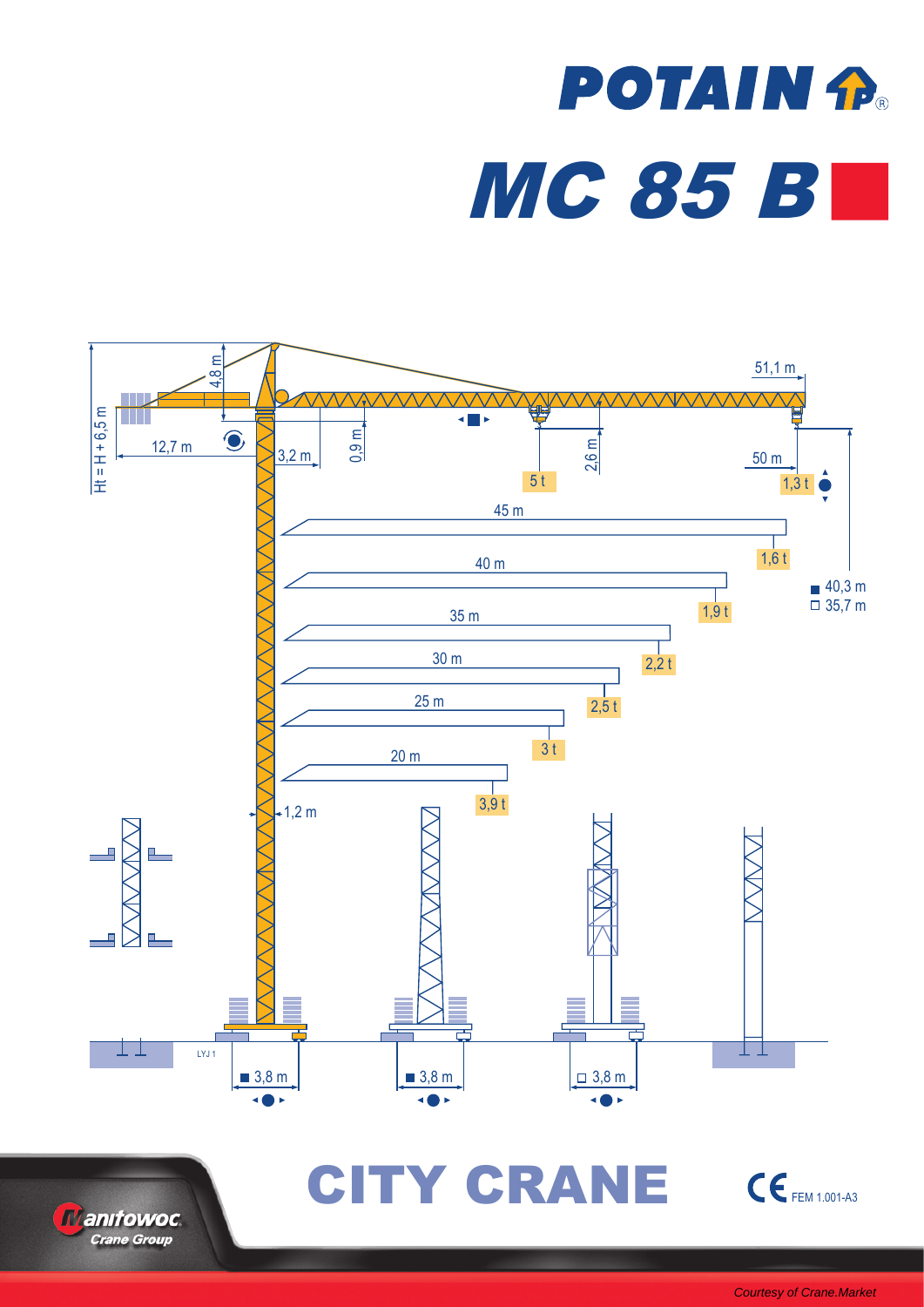# POTAIN

# MC 85 B

51,1 m

4,8 m

Ht = H + 6,5 m

12,7 m

3,2 m

0,9 m

2,6 m

5 t

50 m

1,3 t

45 m

1,6 t

40 m

1,9 t

■ 40,3 m
□ 35,7 m

35 m

2,2 t

30 m

2,5 t

25 m

3 t

20 m

3,9 t

1,2 m

LYJ 1

■ 3,8 m

■ 3,8 m

□ 3,8 m

# CITY CRANE

CE FEM 1.001-A3

Manitowoc Crane Group

*Courtesy of Crane.Market*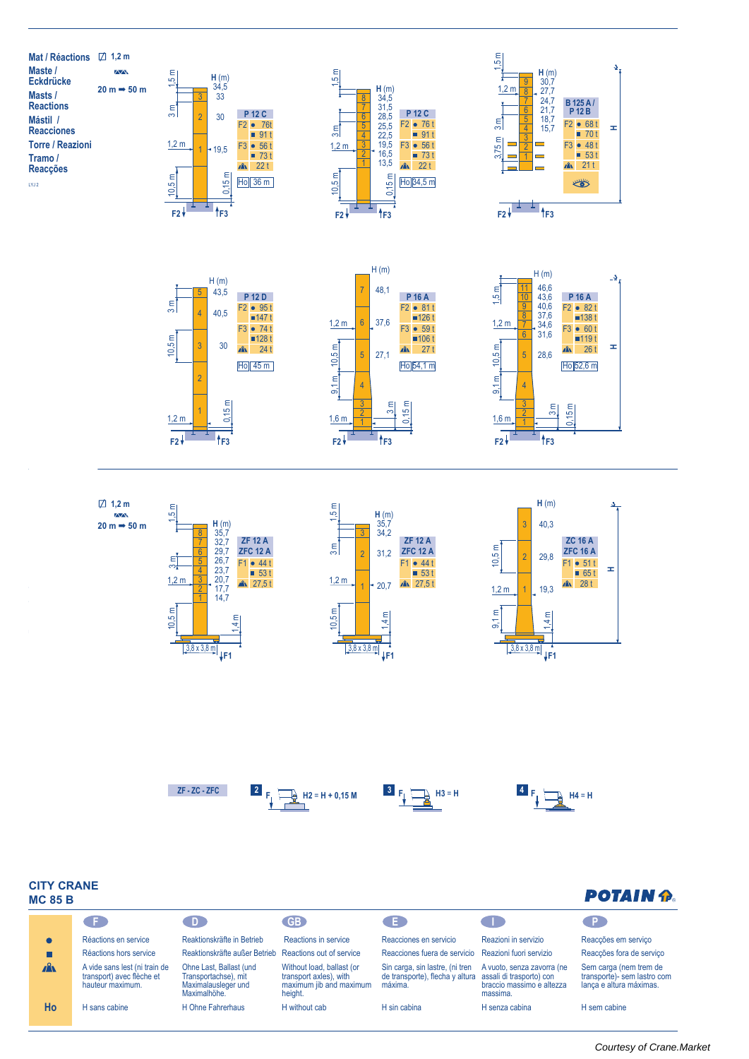## Mat / Réactions – Maste / Eckdrücke – Masts / Reactions – Mástil / Reacciones – Torre / Reazioni – Tramo / Reacções

1,2 m

20 m ➡ 50 m

| Mast | H (m) | F2 ● | F2 ■ | F3 ● | F3 ■ | ⛰ | Ho |
|---|---|---|---|---|---|---|---|
| P 12 C | 34,5 / 33 / 30 / 19,5 | 76 t | 91 t | 56 t | 73 t | 22 t | 36 m |
| P 12 C | 34,5 / 31,5 / 28,5 / 25,5 / 22,5 / 19,5 / 16,5 / 13,5 | 76 t | 91 t | 56 t | 73 t | 22 t | 34,5 m |
| B 125 A / P 12 B | 30,7 / 27,7 / 24,7 / 21,7 / 18,7 / 15,7 | 68 t | 70 t | 48 t | 53 t | 21 t | |
| P 12 D | 43,5 / 40,5 / 30 | 95 t | 147 t | 74 t | 128 t | 24 t | 45 m |
| P 16 A | 48,1 / 37,6 / 27,1 | 81 t | 126 t | 59 t | 106 t | 27 t | 54,1 m |
| P 16 A | 46,6 / 43,6 / 40,6 / 37,6 / 34,6 / 31,6 / 28,6 | 82 t | 138 t | 60 t | 119 t | 26 t | 52,6 m |

1,2 m

20 m ➡ 50 m

| Mast | H (m) | F1 ● | F1 ■ | ⛰ |
|---|---|---|---|---|
| ZF 12 A / ZFC 12 A | 35,7 / 32,7 / 29,7 / 26,7 / 23,7 / 20,7 / 17,7 / 14,7 | 44 t | 53 t | 27,5 t |
| ZF 12 A / ZFC 12 A | 35,7 / 34,2 / 31,2 / 20,7 | 44 t | 53 t | 27,5 t |
| ZC 16 A / ZFC 16 A | 40,3 / 29,8 / 19,3 | 51 t | 65 t | 28 t |

Dimensions: 1,5 m; 3 m; 1,2 m; 10,5 m; 0,15 m; 3,75 m; 9,1 m; 1,6 m; 1,4 m; 3,8 x 3,8 m

ZF - ZC - ZFC

2 — H2 = H + 0,15 M

3 — H3 = H

4 — H4 = H

## CITY CRANE MC 85 B

POTAIN

| | F | D | GB | E | I | P |
|---|---|---|---|---|---|---|
| ● | Réactions en service | Reaktionskräfte in Betrieb | Reactions in service | Reacciones en servicio | Reazioni in servizio | Reacções em serviço |
| ■ | Réactions hors service | Reaktionskräfte außer Betrieb | Reactions out of service | Reacciones fuera de servicio | Reazioni fuori servizio | Reacções fora de serviço |
| ⛰ | A vide sans lest (ni train de transport) avec flèche et hauteur maximum. | Ohne Last, Ballast (und Transportachse), mit Maximalausleger und Maximalhöhe. | Without load, ballast (or transport axles), with maximum jib and maximum height. | Sin carga, sin lastre, (ni tren de transporte), flecha y altura máxima. | A vuoto, senza zavorra (ne assali di trasporto) con braccio massimo e altezza massima. | Sem carga (nem trem de transporte)- sem lastro com lança e altura máximas. |
| Ho | H sans cabine | H Ohne Fahrerhaus | H without cab | H sin cabina | H senza cabina | H sem cabine |

Courtesy of Crane.Market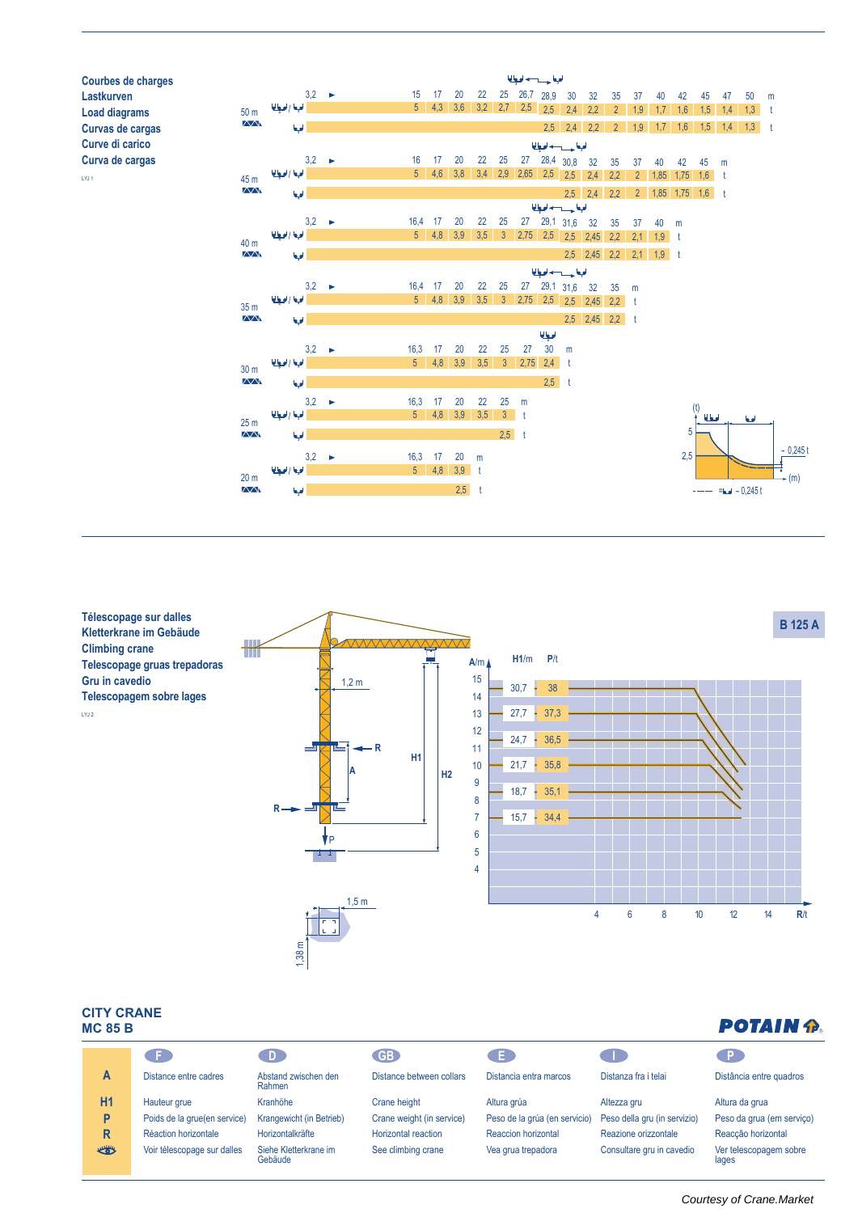**Courbes de charges**
**Lastkurven**
**Load diagrams**
**Curvas de cargas**
**Curve di carico**
**Curva de cargas**

LYJ 1

**50 m**

| m | 3,2 | 15 | 17 | 20 | 22 | 25 | 26,7 | 28,9 | 30 | 32 | 35 | 37 | 40 | 42 | 45 | 47 | 50 |
|---|---|---|---|---|---|---|---|---|---|---|---|---|---|---|---|---|---|
| t (4 brins / 2 brins) | | 5 | 4,3 | 3,6 | 3,2 | 2,7 | 2,5 | 2,5 | 2,4 | 2,2 | 2 | 1,9 | 1,7 | 1,6 | 1,5 | 1,4 | 1,3 |
| t (2 brins) | | | | | | | | 2,5 | 2,4 | 2,2 | 2 | 1,9 | 1,7 | 1,6 | 1,5 | 1,4 | 1,3 |

**45 m**

| m | 3,2 | 16 | 17 | 20 | 22 | 25 | 27 | 28,4 | 30,8 | 32 | 35 | 37 | 40 | 42 | 45 |
|---|---|---|---|---|---|---|---|---|---|---|---|---|---|---|---|
| t (4 brins / 2 brins) | | 5 | 4,6 | 3,8 | 3,4 | 2,9 | 2,65 | 2,5 | 2,5 | 2,4 | 2,2 | 2 | 1,85 | 1,75 | 1,6 |
| t (2 brins) | | | | | | | | | 2,5 | 2,4 | 2,2 | 2 | 1,85 | 1,75 | 1,6 |

**40 m**

| m | 3,2 | 16,4 | 17 | 20 | 22 | 25 | 27 | 29,1 | 31,6 | 32 | 35 | 37 | 40 |
|---|---|---|---|---|---|---|---|---|---|---|---|---|---|
| t (4 brins / 2 brins) | | 5 | 4,8 | 3,9 | 3,5 | 3 | 2,75 | 2,5 | 2,5 | 2,45 | 2,2 | 2,1 | 1,9 |
| t (2 brins) | | | | | | | | | 2,5 | 2,45 | 2,2 | 2,1 | 1,9 |

**35 m**

| m | 3,2 | 16,4 | 17 | 20 | 22 | 25 | 27 | 29,1 | 31,6 | 32 | 35 |
|---|---|---|---|---|---|---|---|---|---|---|---|
| t (4 brins / 2 brins) | | 5 | 4,8 | 3,9 | 3,5 | 3 | 2,75 | 2,5 | 2,5 | 2,45 | 2,2 |
| t (2 brins) | | | | | | | | | 2,5 | 2,45 | 2,2 |

**30 m**

| m | 3,2 | 16,3 | 17 | 20 | 22 | 25 | 27 | 30 |
|---|---|---|---|---|---|---|---|---|
| t (4 brins / 2 brins) | | 5 | 4,8 | 3,9 | 3,5 | 3 | 2,75 | 2,4 |
| t (2 brins) | | | | | | | | 2,5 |

**25 m**

| m | 3,2 | 16,3 | 17 | 20 | 22 | 25 |
|---|---|---|---|---|---|---|
| t (4 brins / 2 brins) | | 5 | 4,8 | 3,9 | 3,5 | 3 |
| t (2 brins) | | | | | | 2,5 |

**20 m**

| m | 3,2 | 16,3 | 17 | 20 |
|---|---|---|---|---|
| t (4 brins / 2 brins) | | 5 | 4,8 | 3,9 |
| t (2 brins) | | | | 2,5 |

(t) 5 / 2,5 — 0,245 t — (m) — = – 0,245 t

**Télescopage sur dalles**
**Kletterkrane im Gebäude**
**Climbing crane**
**Telescopage gruas trepadoras**
**Gru in cavedio**
**Telescopagem sobre lages**

LYJ 2

**B 125 A**

1,2 m — R — A — H1 — H2 — R — P

1,5 m — 1,38 m

| H1/m | P/t |
|---|---|
| 30,7 | 38 |
| 27,7 | 37,3 |
| 24,7 | 36,5 |
| 21,7 | 35,8 |
| 18,7 | 35,1 |
| 15,7 | 34,4 |

A/m: 4–15; R/t: 4, 6, 8, 10, 12, 14

**CITY CRANE**
**MC 85 B**

POTAIN

| | F | D | GB | E | I | P |
|---|---|---|---|---|---|---|
| **A** | Distance entre cadres | Abstand zwischen den Rahmen | Distance between collars | Distancia entra marcos | Distanza fra i telai | Distância entre quadros |
| **H1** | Hauteur grue | Kranhöhe | Crane height | Altura grúa | Altezza gru | Altura da grua |
| **P** | Poids de la grue(en service) | Krangewicht (in Betrieb) | Crane weight (in service) | Peso de la grúa (en servicio) | Peso della gru (in servizio) | Peso da grua (em serviço) |
| **R** | Réaction horizontale | Horizontalkräfte | Horizontal reaction | Reaccion horizontal | Reazione orizzontale | Reacção horizontal |
| 👁 | Voir télescopage sur dalles | Siehe Kletterkrane im Gebäude | See climbing crane | Vea grua trepadora | Consultare gru in cavedio | Ver telescopagem sobre lages |

*Courtesy of Crane.Market*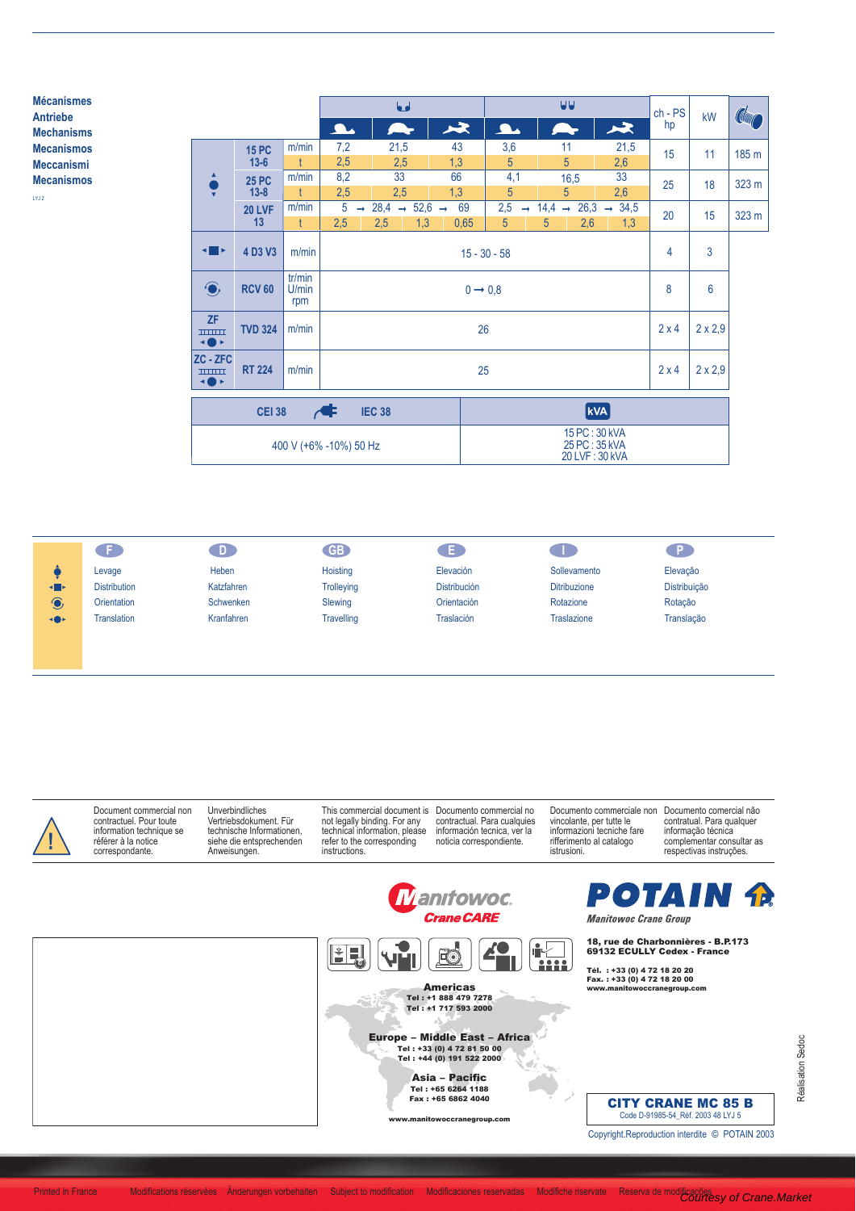**Mécanismes**
**Antriebe**
**Mechanisms**
**Mecanismos**
**Meccanismi**
**Mecanismos**

LYJ 2

| | | | 1 fall (slow) | 1 fall (medium) | 1 fall (fast) | 2 falls (slow) | 2 falls (medium) | 2 falls (fast) | ch - PS hp | kW | |
|---|---|---|---|---|---|---|---|---|---|---|---|
| Hoisting | 15 PC 13-6 | m/min | 7,2 | 21,5 | 43 | 3,6 | 11 | 21,5 | 15 | 11 | 185 m |
| | | t | 2,5 | 2,5 | 1,3 | 5 | 5 | 2,6 | | | |
| | 25 PC 13-8 | m/min | 8,2 | 33 | 66 | 4,1 | 16,5 | 33 | 25 | 18 | 323 m |
| | | t | 2,5 | 2,5 | 1,3 | 5 | 5 | 2,6 | | | |
| | 20 LVF 13 | m/min | 5 → 28,4 | → 52,6 | → 69 | 2,5 → 14,4 | → 26,3 | → 34,5 | 20 | 15 | 323 m |
| | | t | 2,5 | 2,5 / 1,3 | 0,65 | 5 | 5 / 2,6 | 1,3 | | | |
| Trolleying | 4 D3 V3 | m/min | 15 - 30 - 58 | | | | | | 4 | 3 | |
| Slewing | RCV 60 | tr/min U/min rpm | 0 → 0,8 | | | | | | 8 | 6 | |
| ZF Travelling | TVD 324 | m/min | 26 | | | | | | 2 x 4 | 2 x 2,9 | |
| ZC - ZFC Travelling | RT 224 | m/min | 25 | | | | | | 2 x 4 | 2 x 2,9 | |

| CEI 38 — IEC 38 | kVA |
|---|---|
| 400 V (+6% -10%) 50 Hz | 15 PC : 30 kVA<br>25 PC : 35 kVA<br>20 LVF : 30 kVA |

| F | D | GB | E | I | P |
|---|---|---|---|---|---|
| Levage | Heben | Hoisting | Elevación | Sollevamento | Elevação |
| Distribution | Katzfahren | Trolleying | Distribución | Ditribuzione | Distribuição |
| Orientation | Schwenken | Slewing | Orientación | Rotazione | Rotação |
| Translation | Kranfahren | Travelling | Traslación | Traslazione | Translação |

Document commercial non contractuel. Pour toute information technique se référer à la notice correspondante.

Unverbindliches Vertriebsdokument. Für technische Informationen, siehe die entsprechenden Anweisungen.

This commercial document is not legally binding. For any technical information, please refer to the corresponding instructions.

Documento commercial no contractual. Para cualquies información tecnica, ver la noticia correspondiente.

Documento commerciale non vincolante, per tutte le informazioni tecniche fare rifferimento al catalogo istrusioni.

Documento comercial não contratual. Para qualquer informação técnica complementar consultar as respectivas instruções.

**Manitowoc Crane CARE**

**Americas**
Tel : +1 888 479 7278
Tel : +1 717 593 2000

**Europe – Middle East – Africa**
Tel : +33 (0) 4 72 81 50 00
Tel : +44 (0) 191 522 2000

**Asia – Pacific**
Tel : +65 6264 1188
Fax : +65 6862 4040

www.manitowoccranegroup.com

**POTAIN**
*Manitowoc Crane Group*

**18, rue de Charbonnières - B.P.173**
**69132 ECULLY Cedex - France**

Tél. : +33 (0) 4 72 18 20 20
Fax. : +33 (0) 4 72 18 20 00
www.manitowoccranegroup.com

**CITY CRANE MC 85 B**
Code D-91985-54_Réf. 2003 48 LYJ 5

Copyright.Reproduction interdite © POTAIN 2003

Réalisation Sedoc

Printed in France — Modifications réservées — Änderungen vorbehalten — Subject to modification — Modificaciones reservadas — Modifiche riservate — Reserva de modificações